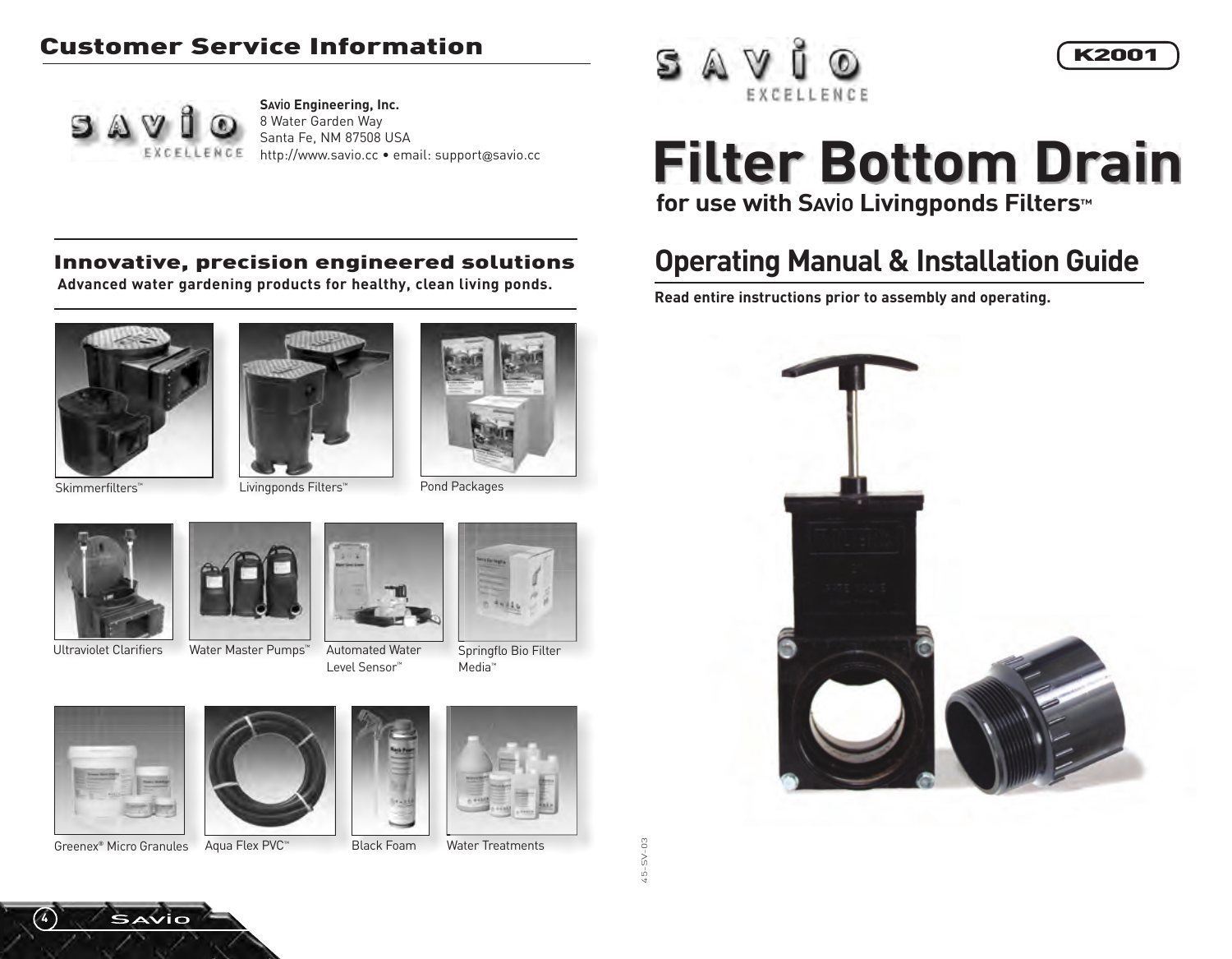## Customer Service Information

**SAVIO Engineering, Inc.**
8 Water Garden Way
Santa Fe, NM 87508 USA
http://www.savio.cc • email: support@savio.cc

### Innovative, precision engineered solutions

**Advanced water gardening products for healthy, clean living ponds.**

Skimmerfilters™

Livingponds Filters™

Pond Packages

Ultraviolet Clarifiers

Water Master Pumps™

Automated Water Level Sensor™

Springflo Bio Filter Media™

Greenex® Micro Granules

Aqua Flex PVC™

Black Foam

Water Treatments

45-SV-03

K2001

# Filter Bottom Drain

**for use with SAVIO Livingponds Filters™**

## Operating Manual & Installation Guide

**Read entire instructions prior to assembly and operating.**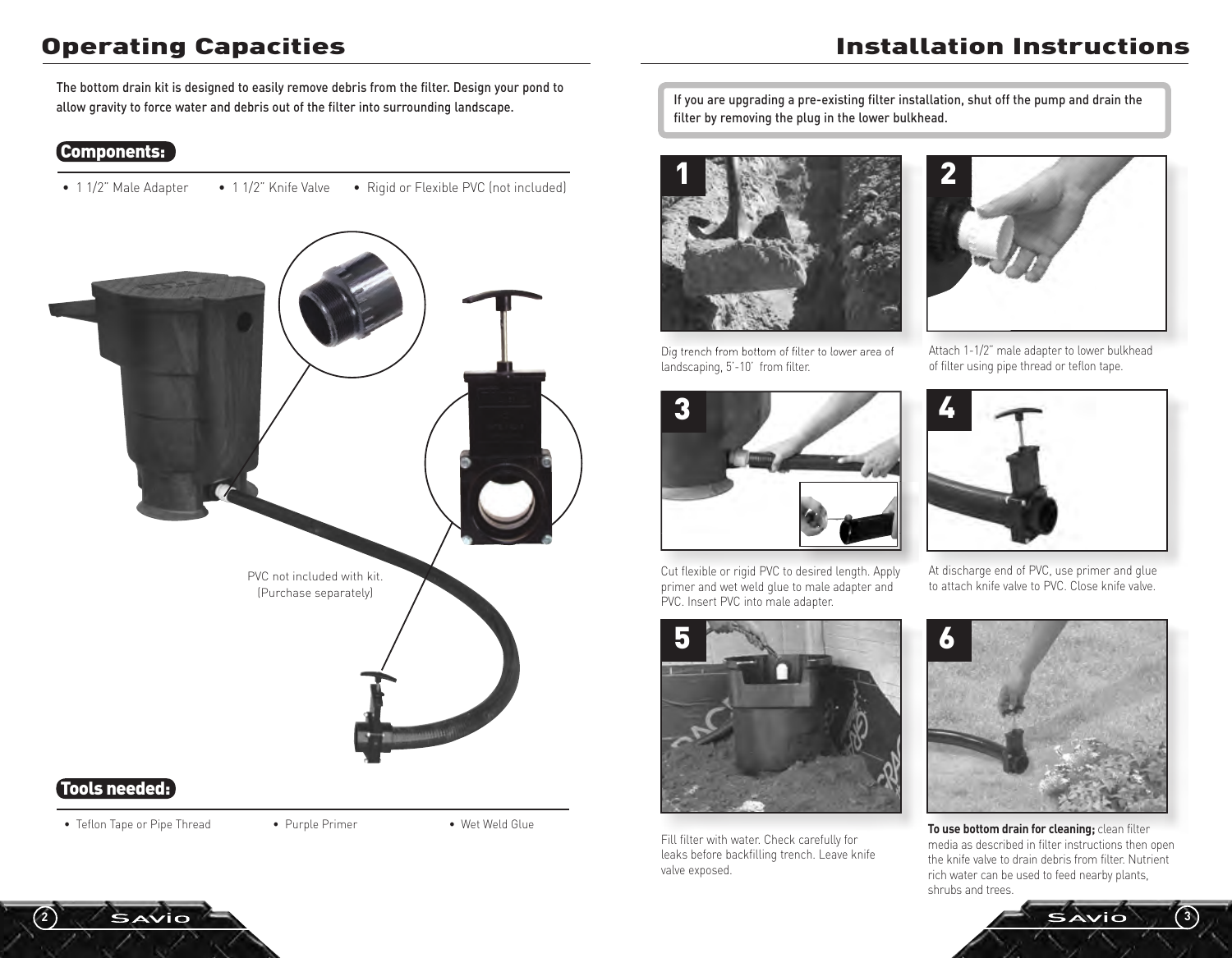## Operating Capacities

The bottom drain kit is designed to easily remove debris from the filter. Design your pond to allow gravity to force water and debris out of the filter into surrounding landscape.

### Components:

- 1 1/2" Male Adapter
- 1 1/2" Knife Valve
- Rigid or Flexible PVC (not included)

PVC not included with kit.
(Purchase separately)

### Tools needed:

- Teflon Tape or Pipe Thread
- Purple Primer
- Wet Weld Glue

## Installation Instructions

If you are upgrading a pre-existing filter installation, shut off the pump and drain the filter by removing the plug in the lower bulkhead.

**1** Dig trench from bottom of filter to lower area of landscaping, 5'-10' from filter.

**2** Attach 1-1/2" male adapter to lower bulkhead of filter using pipe thread or teflon tape.

**3** Cut flexible or rigid PVC to desired length. Apply primer and wet weld glue to male adapter and PVC. Insert PVC into male adapter.

**4** At discharge end of PVC, use primer and glue to attach knife valve to PVC. Close knife valve.

**5** Fill filter with water. Check carefully for leaks before backfilling trench. Leave knife valve exposed.

**6** **To use bottom drain for cleaning;** clean filter media as described in filter instructions then open the knife valve to drain debris from filter. Nutrient rich water can be used to feed nearby plants, shrubs and trees.